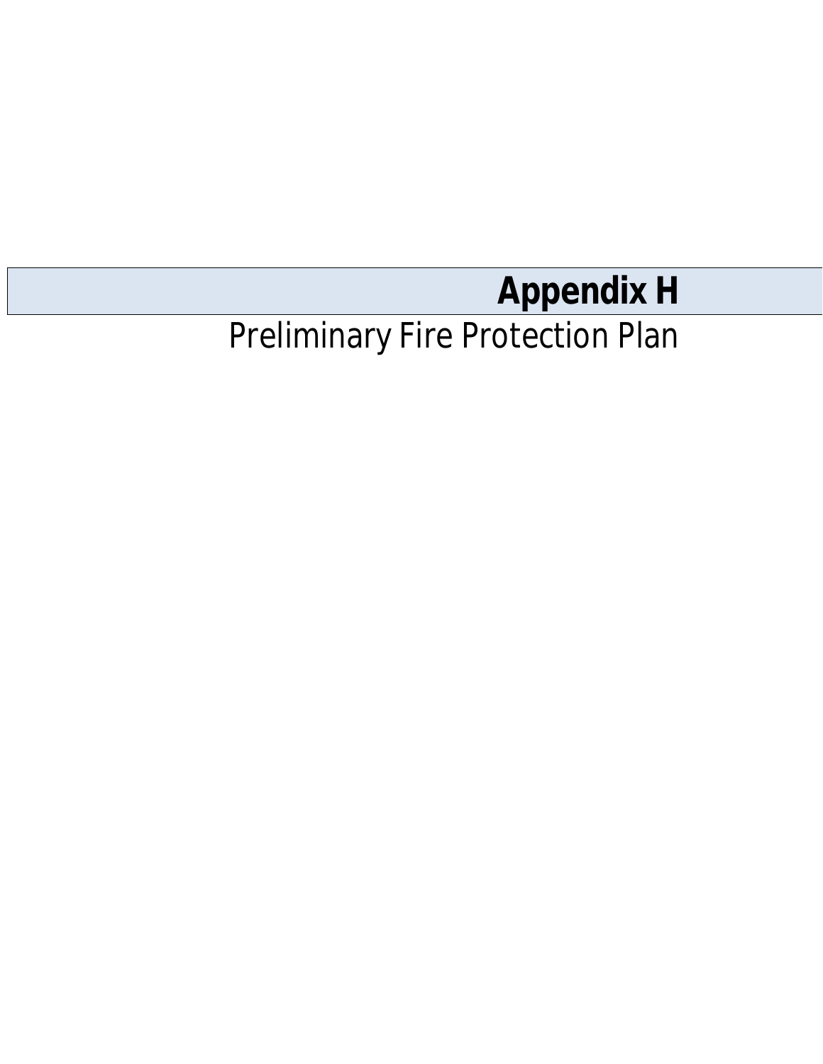# Appendix H

Preliminary Fire Protection Plan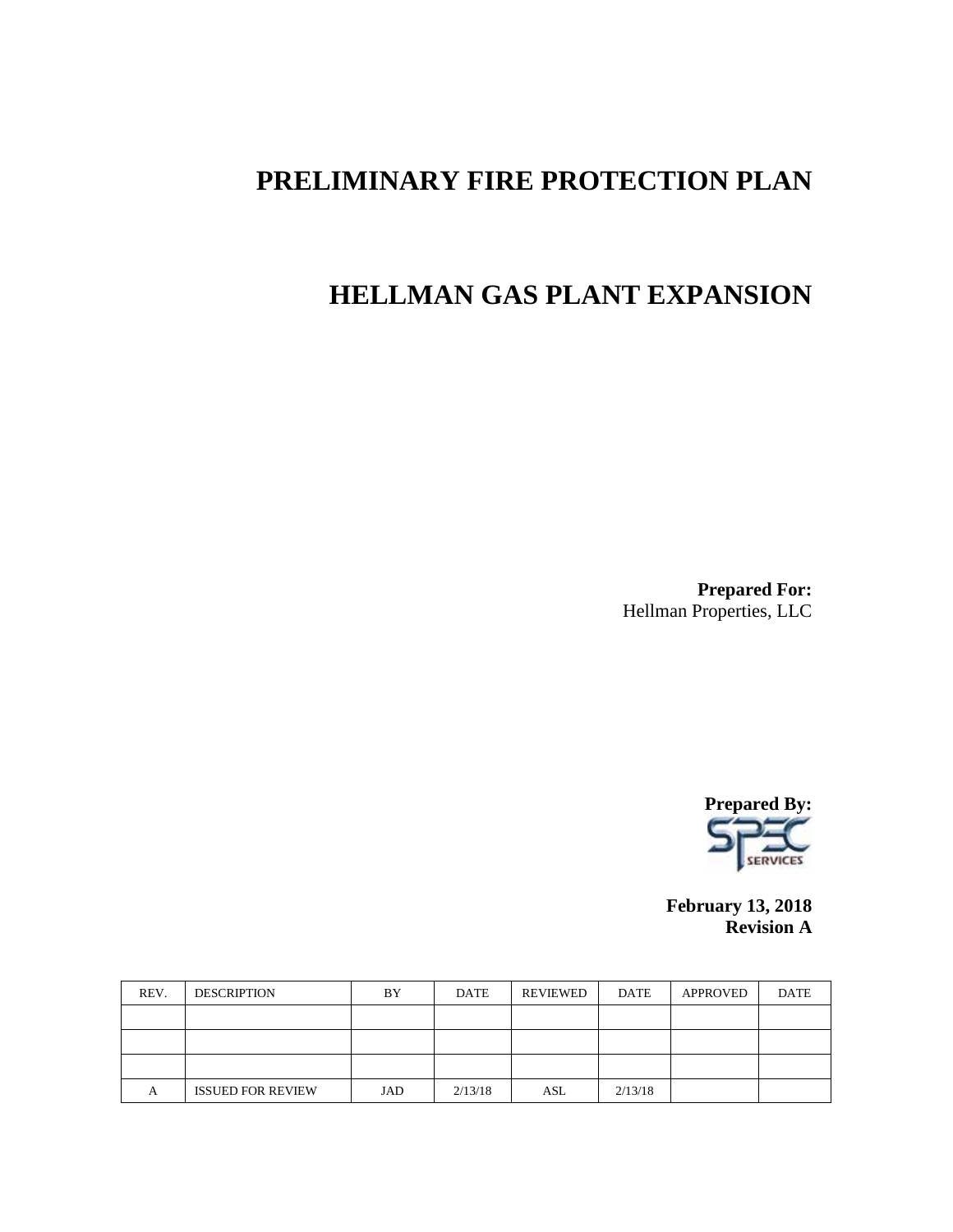# PRELIMINARY FIRE PROTECTION PLAN

# HELLMAN GAS PLANT EXPANSION

**Prepared For:**
Hellman Properties, LLC

**Prepared By:**
SPEC SERVICES

**February 13, 2018**
**Revision A**

| REV. | DESCRIPTION | BY | DATE | REVIEWED | DATE | APPROVED | DATE |
|---|---|---|---|---|---|---|---|
| | | | | | | | |
| | | | | | | | |
| | | | | | | | |
| A | ISSUED FOR REVIEW | JAD | 2/13/18 | ASL | 2/13/18 | | |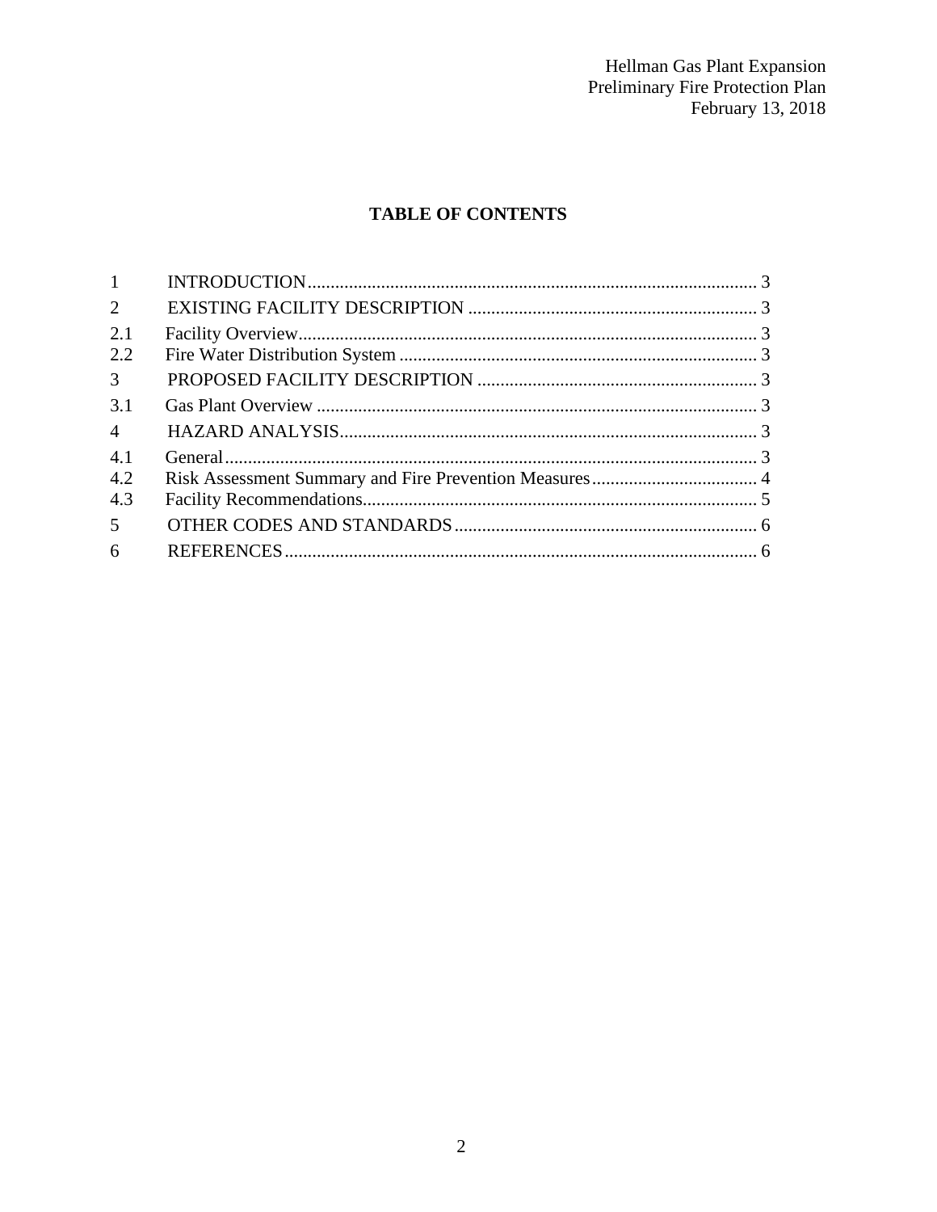**TABLE OF CONTENTS**

1 INTRODUCTION.................................................................................................. 3
2 EXISTING FACILITY DESCRIPTION ............................................................... 3
2.1 Facility Overview.................................................................................................... 3
2.2 Fire Water Distribution System .............................................................................. 3
3 PROPOSED FACILITY DESCRIPTION ............................................................. 3
3.1 Gas Plant Overview ................................................................................................ 3
4 HAZARD ANALYSIS........................................................................................... 3
4.1 General.................................................................................................................... 3
4.2 Risk Assessment Summary and Fire Prevention Measures.................................... 4
4.3 Facility Recommendations...................................................................................... 5
5 OTHER CODES AND STANDARDS.................................................................. 6
6 REFERENCES....................................................................................................... 6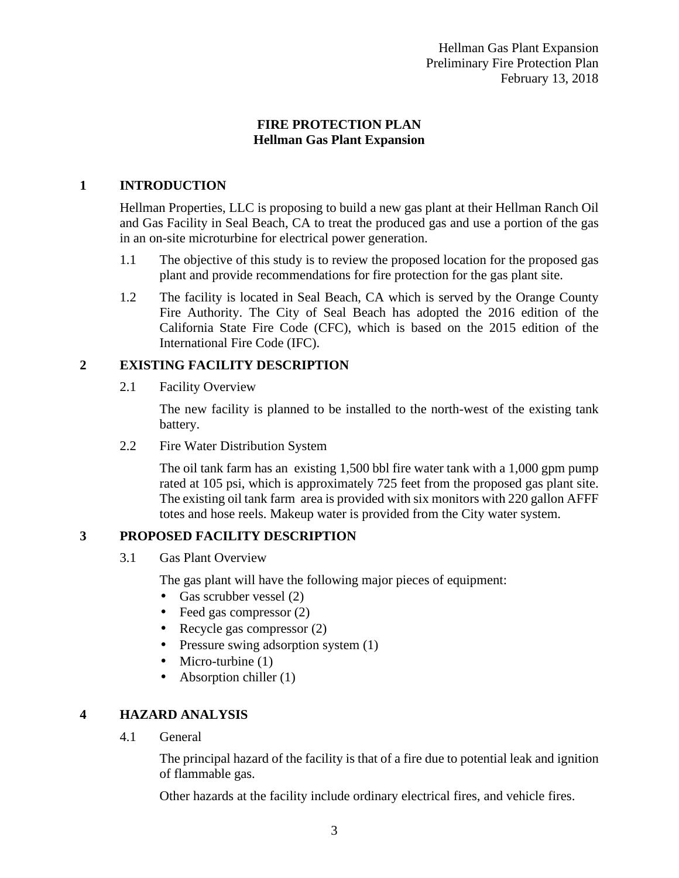# FIRE PROTECTION PLAN
## Hellman Gas Plant Expansion

## 1 INTRODUCTION

Hellman Properties, LLC is proposing to build a new gas plant at their Hellman Ranch Oil and Gas Facility in Seal Beach, CA to treat the produced gas and use a portion of the gas in an on-site microturbine for electrical power generation.

1.1 The objective of this study is to review the proposed location for the proposed gas plant and provide recommendations for fire protection for the gas plant site.

1.2 The facility is located in Seal Beach, CA which is served by the Orange County Fire Authority. The City of Seal Beach has adopted the 2016 edition of the California State Fire Code (CFC), which is based on the 2015 edition of the International Fire Code (IFC).

## 2 EXISTING FACILITY DESCRIPTION

### 2.1 Facility Overview

The new facility is planned to be installed to the north-west of the existing tank battery.

### 2.2 Fire Water Distribution System

The oil tank farm has an existing 1,500 bbl fire water tank with a 1,000 gpm pump rated at 105 psi, which is approximately 725 feet from the proposed gas plant site. The existing oil tank farm area is provided with six monitors with 220 gallon AFFF totes and hose reels. Makeup water is provided from the City water system.

## 3 PROPOSED FACILITY DESCRIPTION

### 3.1 Gas Plant Overview

The gas plant will have the following major pieces of equipment:

- Gas scrubber vessel (2)
- Feed gas compressor (2)
- Recycle gas compressor (2)
- Pressure swing adsorption system (1)
- Micro-turbine (1)
- Absorption chiller (1)

## 4 HAZARD ANALYSIS

### 4.1 General

The principal hazard of the facility is that of a fire due to potential leak and ignition of flammable gas.

Other hazards at the facility include ordinary electrical fires, and vehicle fires.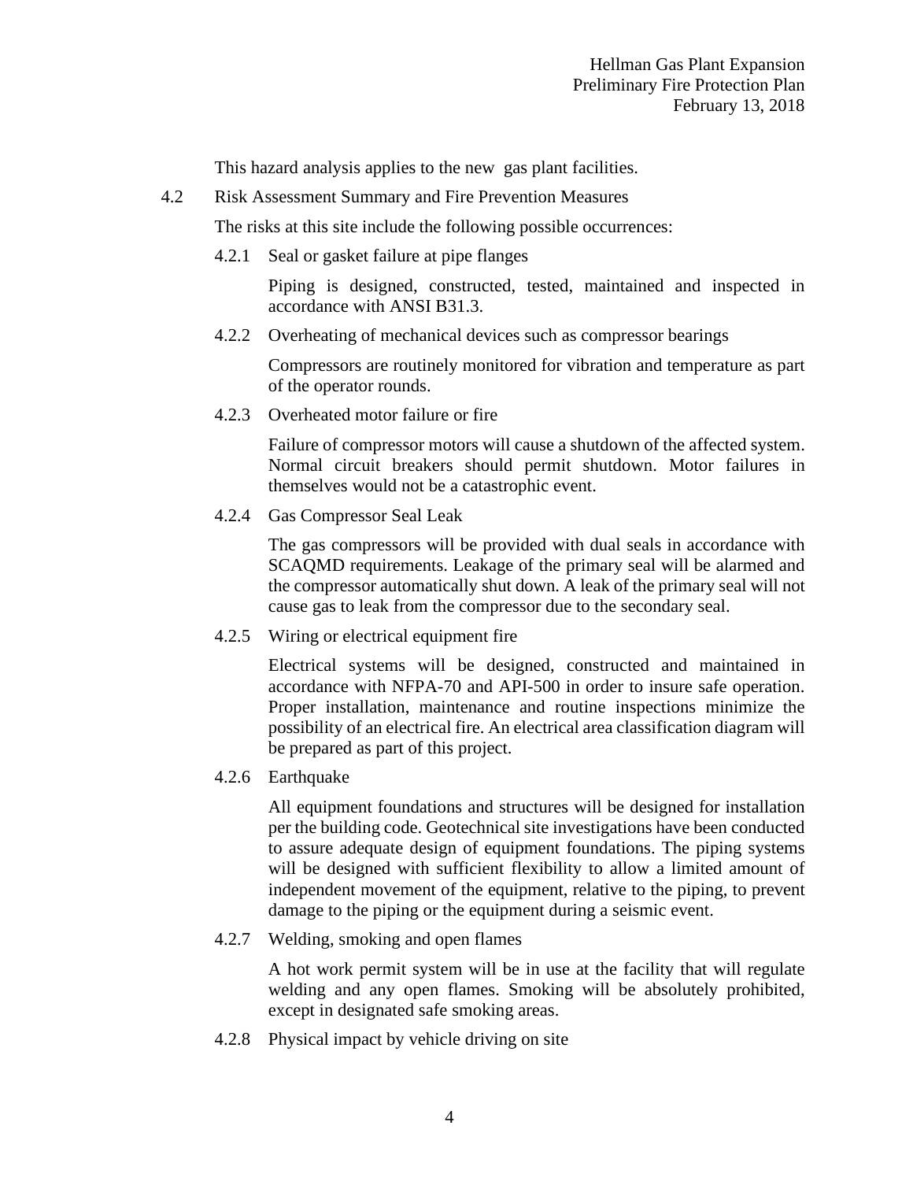This hazard analysis applies to the new gas plant facilities.

## 4.2 Risk Assessment Summary and Fire Prevention Measures

The risks at this site include the following possible occurrences:

### 4.2.1 Seal or gasket failure at pipe flanges

Piping is designed, constructed, tested, maintained and inspected in accordance with ANSI B31.3.

### 4.2.2 Overheating of mechanical devices such as compressor bearings

Compressors are routinely monitored for vibration and temperature as part of the operator rounds.

### 4.2.3 Overheated motor failure or fire

Failure of compressor motors will cause a shutdown of the affected system. Normal circuit breakers should permit shutdown. Motor failures in themselves would not be a catastrophic event.

### 4.2.4 Gas Compressor Seal Leak

The gas compressors will be provided with dual seals in accordance with SCAQMD requirements. Leakage of the primary seal will be alarmed and the compressor automatically shut down. A leak of the primary seal will not cause gas to leak from the compressor due to the secondary seal.

### 4.2.5 Wiring or electrical equipment fire

Electrical systems will be designed, constructed and maintained in accordance with NFPA-70 and API-500 in order to insure safe operation. Proper installation, maintenance and routine inspections minimize the possibility of an electrical fire. An electrical area classification diagram will be prepared as part of this project.

### 4.2.6 Earthquake

All equipment foundations and structures will be designed for installation per the building code. Geotechnical site investigations have been conducted to assure adequate design of equipment foundations. The piping systems will be designed with sufficient flexibility to allow a limited amount of independent movement of the equipment, relative to the piping, to prevent damage to the piping or the equipment during a seismic event.

### 4.2.7 Welding, smoking and open flames

A hot work permit system will be in use at the facility that will regulate welding and any open flames. Smoking will be absolutely prohibited, except in designated safe smoking areas.

### 4.2.8 Physical impact by vehicle driving on site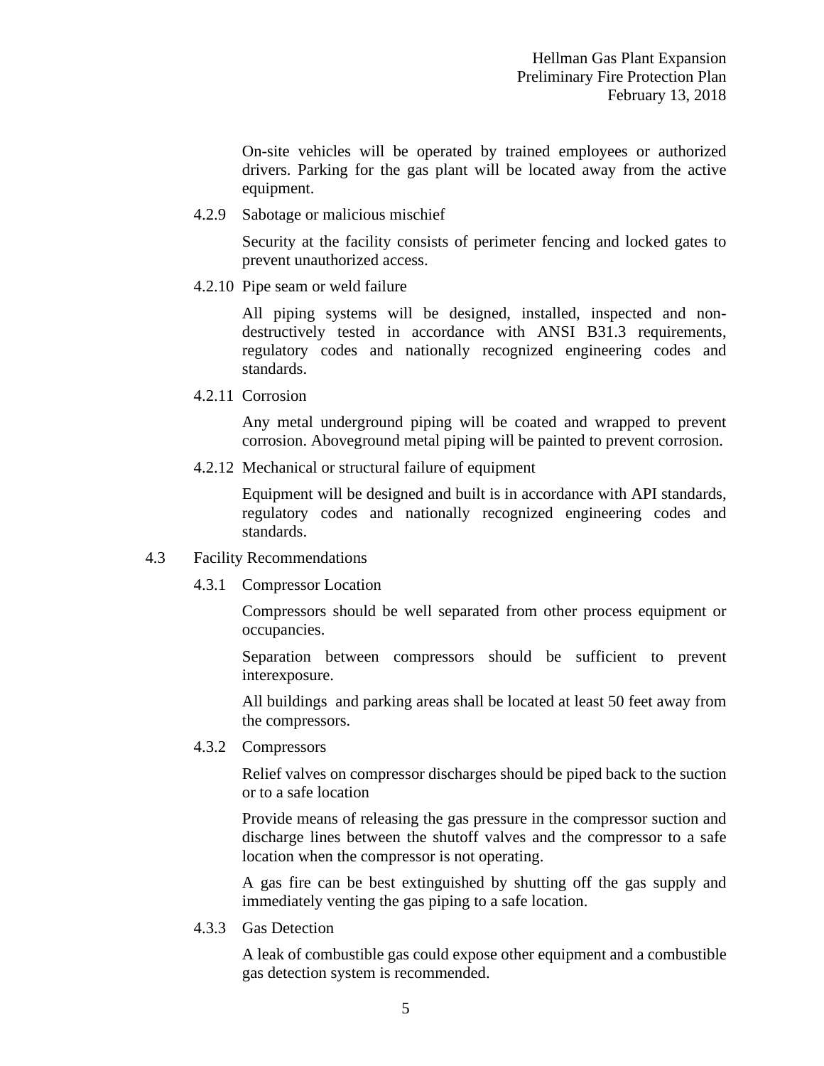On-site vehicles will be operated by trained employees or authorized drivers. Parking for the gas plant will be located away from the active equipment.

#### 4.2.9 Sabotage or malicious mischief

Security at the facility consists of perimeter fencing and locked gates to prevent unauthorized access.

#### 4.2.10 Pipe seam or weld failure

All piping systems will be designed, installed, inspected and non-destructively tested in accordance with ANSI B31.3 requirements, regulatory codes and nationally recognized engineering codes and standards.

#### 4.2.11 Corrosion

Any metal underground piping will be coated and wrapped to prevent corrosion. Aboveground metal piping will be painted to prevent corrosion.

#### 4.2.12 Mechanical or structural failure of equipment

Equipment will be designed and built is in accordance with API standards, regulatory codes and nationally recognized engineering codes and standards.

### 4.3 Facility Recommendations

#### 4.3.1 Compressor Location

Compressors should be well separated from other process equipment or occupancies.

Separation between compressors should be sufficient to prevent interexposure.

All buildings and parking areas shall be located at least 50 feet away from the compressors.

#### 4.3.2 Compressors

Relief valves on compressor discharges should be piped back to the suction or to a safe location

Provide means of releasing the gas pressure in the compressor suction and discharge lines between the shutoff valves and the compressor to a safe location when the compressor is not operating.

A gas fire can be best extinguished by shutting off the gas supply and immediately venting the gas piping to a safe location.

#### 4.3.3 Gas Detection

A leak of combustible gas could expose other equipment and a combustible gas detection system is recommended.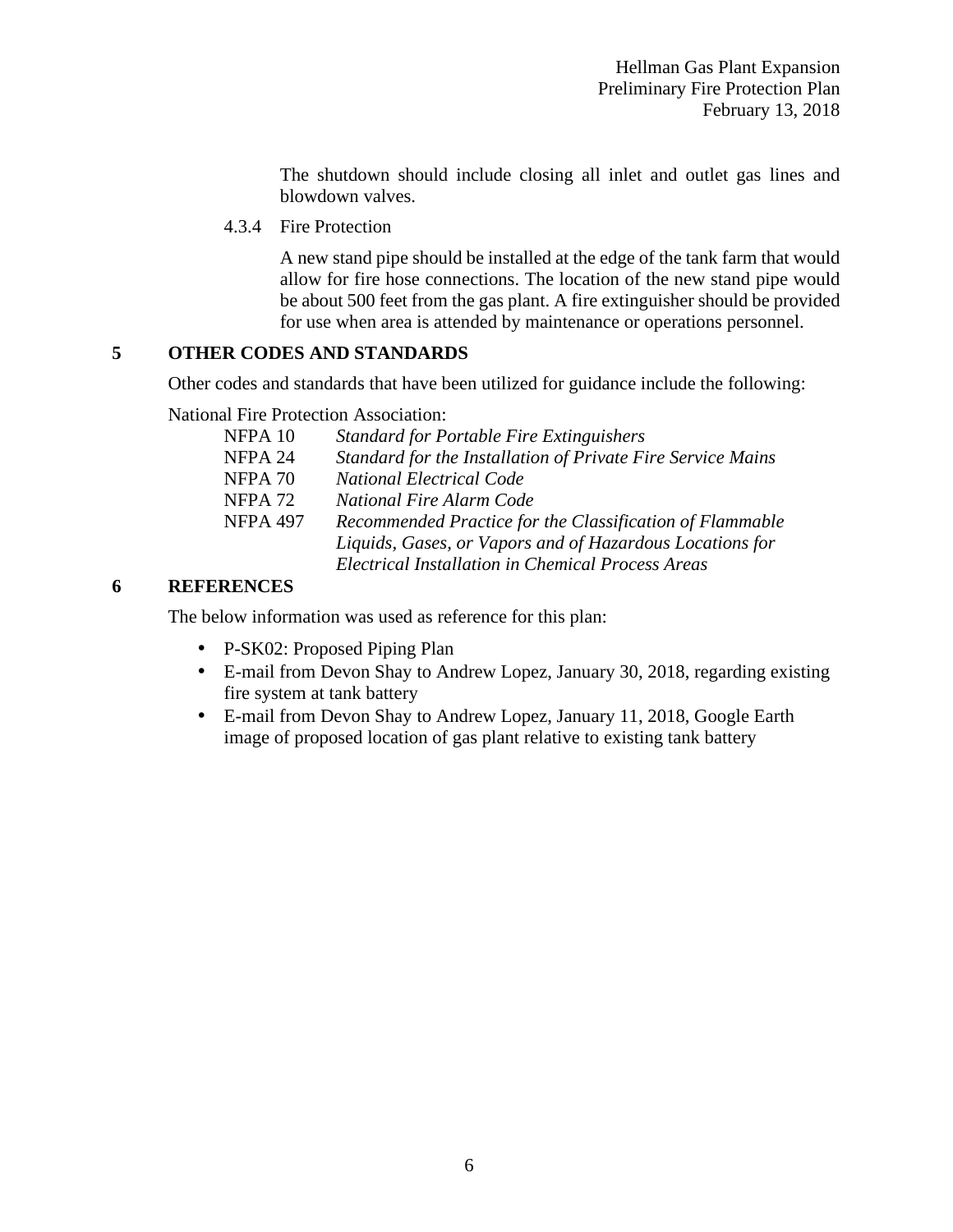The shutdown should include closing all inlet and outlet gas lines and blowdown valves.

#### 4.3.4 Fire Protection

A new stand pipe should be installed at the edge of the tank farm that would allow for fire hose connections. The location of the new stand pipe would be about 500 feet from the gas plant. A fire extinguisher should be provided for use when area is attended by maintenance or operations personnel.

## 5 OTHER CODES AND STANDARDS

Other codes and standards that have been utilized for guidance include the following:

National Fire Protection Association:

| | |
|---|---|
| NFPA 10 | *Standard for Portable Fire Extinguishers* |
| NFPA 24 | *Standard for the Installation of Private Fire Service Mains* |
| NFPA 70 | *National Electrical Code* |
| NFPA 72 | *National Fire Alarm Code* |
| NFPA 497 | *Recommended Practice for the Classification of Flammable Liquids, Gases, or Vapors and of Hazardous Locations for Electrical Installation in Chemical Process Areas* |

## 6 REFERENCES

The below information was used as reference for this plan:

- P-SK02: Proposed Piping Plan
- E-mail from Devon Shay to Andrew Lopez, January 30, 2018, regarding existing fire system at tank battery
- E-mail from Devon Shay to Andrew Lopez, January 11, 2018, Google Earth image of proposed location of gas plant relative to existing tank battery